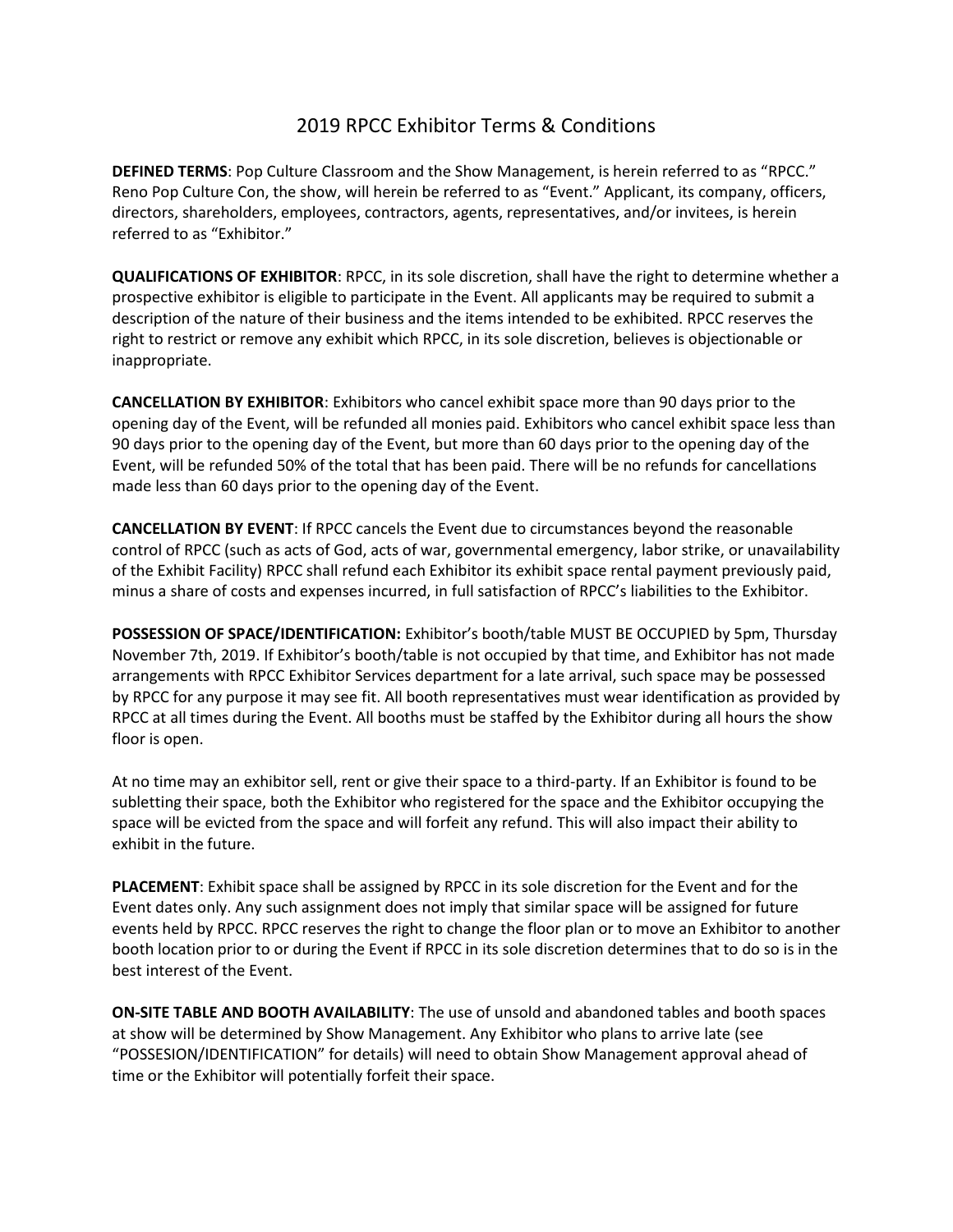# 2019 RPCC Exhibitor Terms & Conditions

**DEFINED TERMS**: Pop Culture Classroom and the Show Management, is herein referred to as "RPCC." Reno Pop Culture Con, the show, will herein be referred to as "Event." Applicant, its company, officers, directors, shareholders, employees, contractors, agents, representatives, and/or invitees, is herein referred to as "Exhibitor."

**QUALIFICATIONS OF EXHIBITOR**: RPCC, in its sole discretion, shall have the right to determine whether a prospective exhibitor is eligible to participate in the Event. All applicants may be required to submit a description of the nature of their business and the items intended to be exhibited. RPCC reserves the right to restrict or remove any exhibit which RPCC, in its sole discretion, believes is objectionable or inappropriate.

**CANCELLATION BY EXHIBITOR**: Exhibitors who cancel exhibit space more than 90 days prior to the opening day of the Event, will be refunded all monies paid. Exhibitors who cancel exhibit space less than 90 days prior to the opening day of the Event, but more than 60 days prior to the opening day of the Event, will be refunded 50% of the total that has been paid. There will be no refunds for cancellations made less than 60 days prior to the opening day of the Event.

**CANCELLATION BY EVENT**: If RPCC cancels the Event due to circumstances beyond the reasonable control of RPCC (such as acts of God, acts of war, governmental emergency, labor strike, or unavailability of the Exhibit Facility) RPCC shall refund each Exhibitor its exhibit space rental payment previously paid, minus a share of costs and expenses incurred, in full satisfaction of RPCC's liabilities to the Exhibitor.

**POSSESSION OF SPACE/IDENTIFICATION:** Exhibitor's booth/table MUST BE OCCUPIED by 5pm, Thursday November 7th, 2019. If Exhibitor's booth/table is not occupied by that time, and Exhibitor has not made arrangements with RPCC Exhibitor Services department for a late arrival, such space may be possessed by RPCC for any purpose it may see fit. All booth representatives must wear identification as provided by RPCC at all times during the Event. All booths must be staffed by the Exhibitor during all hours the show floor is open.

At no time may an exhibitor sell, rent or give their space to a third-party. If an Exhibitor is found to be subletting their space, both the Exhibitor who registered for the space and the Exhibitor occupying the space will be evicted from the space and will forfeit any refund. This will also impact their ability to exhibit in the future.

**PLACEMENT**: Exhibit space shall be assigned by RPCC in its sole discretion for the Event and for the Event dates only. Any such assignment does not imply that similar space will be assigned for future events held by RPCC. RPCC reserves the right to change the floor plan or to move an Exhibitor to another booth location prior to or during the Event if RPCC in its sole discretion determines that to do so is in the best interest of the Event.

**ON-SITE TABLE AND BOOTH AVAILABILITY**: The use of unsold and abandoned tables and booth spaces at show will be determined by Show Management. Any Exhibitor who plans to arrive late (see "POSSESION/IDENTIFICATION" for details) will need to obtain Show Management approval ahead of time or the Exhibitor will potentially forfeit their space.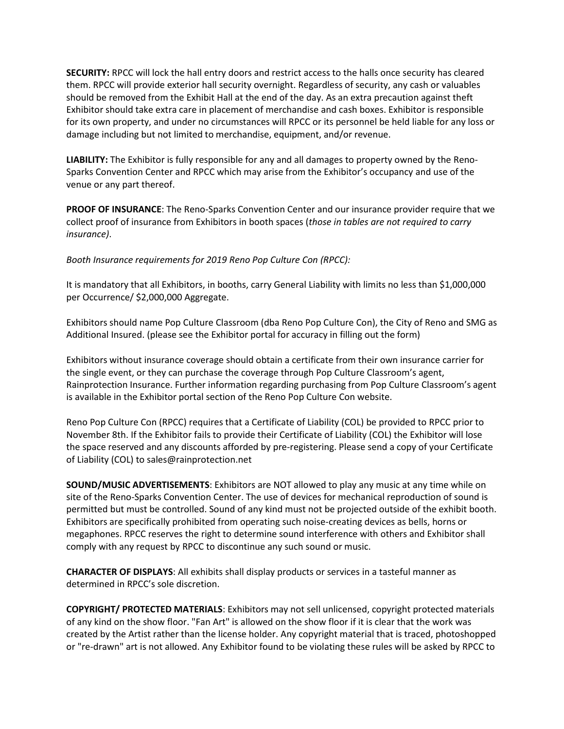**SECURITY:** RPCC will lock the hall entry doors and restrict access to the halls once security has cleared them. RPCC will provide exterior hall security overnight. Regardless of security, any cash or valuables should be removed from the Exhibit Hall at the end of the day. As an extra precaution against theft Exhibitor should take extra care in placement of merchandise and cash boxes. Exhibitor is responsible for its own property, and under no circumstances will RPCC or its personnel be held liable for any loss or damage including but not limited to merchandise, equipment, and/or revenue.

**LIABILITY:** The Exhibitor is fully responsible for any and all damages to property owned by the Reno-Sparks Convention Center and RPCC which may arise from the Exhibitor's occupancy and use of the venue or any part thereof.

**PROOF OF INSURANCE**: The Reno-Sparks Convention Center and our insurance provider require that we collect proof of insurance from Exhibitors in booth spaces (*those in tables are not required to carry insurance)*.

*Booth Insurance requirements for 2019 Reno Pop Culture Con (RPCC):*

It is mandatory that all Exhibitors, in booths, carry General Liability with limits no less than $1,000,000 per Occurrence/ $2,000,000 Aggregate.

Exhibitors should name Pop Culture Classroom (dba Reno Pop Culture Con), the City of Reno and SMG as Additional Insured. (please see the Exhibitor portal for accuracy in filling out the form)

Exhibitors without insurance coverage should obtain a certificate from their own insurance carrier for the single event, or they can purchase the coverage through Pop Culture Classroom's agent, Rainprotection Insurance. Further information regarding purchasing from Pop Culture Classroom's agent is available in the Exhibitor portal section of the Reno Pop Culture Con website.

Reno Pop Culture Con (RPCC) requires that a Certificate of Liability (COL) be provided to RPCC prior to November 8th. If the Exhibitor fails to provide their Certificate of Liability (COL) the Exhibitor will lose the space reserved and any discounts afforded by pre-registering. Please send a copy of your Certificate of Liability (COL) to sales@rainprotection.net

**SOUND/MUSIC ADVERTISEMENTS**: Exhibitors are NOT allowed to play any music at any time while on site of the Reno-Sparks Convention Center. The use of devices for mechanical reproduction of sound is permitted but must be controlled. Sound of any kind must not be projected outside of the exhibit booth. Exhibitors are specifically prohibited from operating such noise-creating devices as bells, horns or megaphones. RPCC reserves the right to determine sound interference with others and Exhibitor shall comply with any request by RPCC to discontinue any such sound or music.

**CHARACTER OF DISPLAYS**: All exhibits shall display products or services in a tasteful manner as determined in RPCC's sole discretion.

**COPYRIGHT/ PROTECTED MATERIALS**: Exhibitors may not sell unlicensed, copyright protected materials of any kind on the show floor. "Fan Art" is allowed on the show floor if it is clear that the work was created by the Artist rather than the license holder. Any copyright material that is traced, photoshopped or "re-drawn" art is not allowed. Any Exhibitor found to be violating these rules will be asked by RPCC to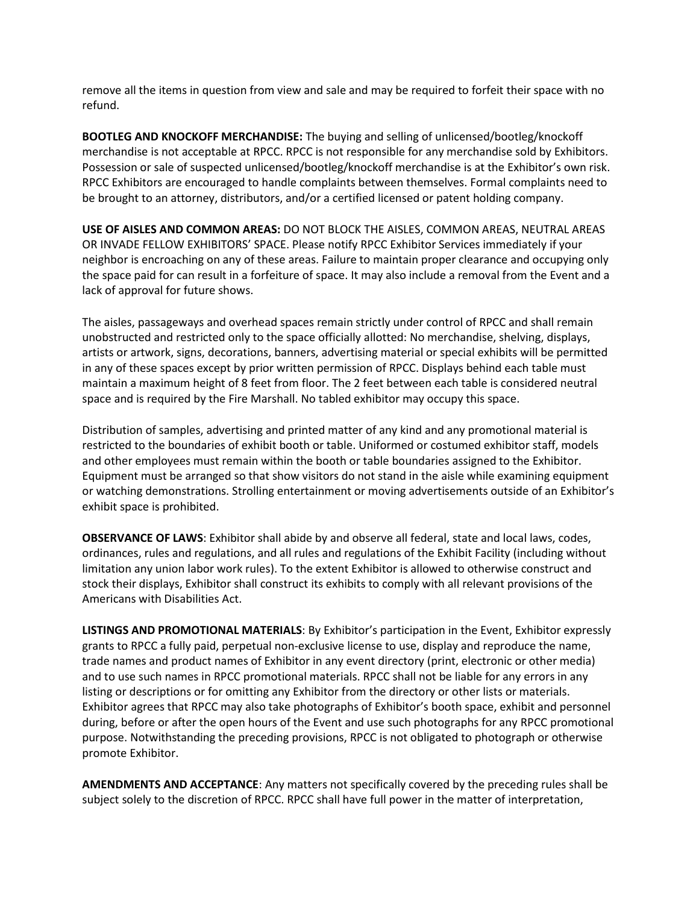remove all the items in question from view and sale and may be required to forfeit their space with no refund.

**BOOTLEG AND KNOCKOFF MERCHANDISE:** The buying and selling of unlicensed/bootleg/knockoff merchandise is not acceptable at RPCC. RPCC is not responsible for any merchandise sold by Exhibitors. Possession or sale of suspected unlicensed/bootleg/knockoff merchandise is at the Exhibitor's own risk. RPCC Exhibitors are encouraged to handle complaints between themselves. Formal complaints need to be brought to an attorney, distributors, and/or a certified licensed or patent holding company.

**USE OF AISLES AND COMMON AREAS:** DO NOT BLOCK THE AISLES, COMMON AREAS, NEUTRAL AREAS OR INVADE FELLOW EXHIBITORS' SPACE. Please notify RPCC Exhibitor Services immediately if your neighbor is encroaching on any of these areas. Failure to maintain proper clearance and occupying only the space paid for can result in a forfeiture of space. It may also include a removal from the Event and a lack of approval for future shows.

The aisles, passageways and overhead spaces remain strictly under control of RPCC and shall remain unobstructed and restricted only to the space officially allotted: No merchandise, shelving, displays, artists or artwork, signs, decorations, banners, advertising material or special exhibits will be permitted in any of these spaces except by prior written permission of RPCC. Displays behind each table must maintain a maximum height of 8 feet from floor. The 2 feet between each table is considered neutral space and is required by the Fire Marshall. No tabled exhibitor may occupy this space.

Distribution of samples, advertising and printed matter of any kind and any promotional material is restricted to the boundaries of exhibit booth or table. Uniformed or costumed exhibitor staff, models and other employees must remain within the booth or table boundaries assigned to the Exhibitor. Equipment must be arranged so that show visitors do not stand in the aisle while examining equipment or watching demonstrations. Strolling entertainment or moving advertisements outside of an Exhibitor's exhibit space is prohibited.

**OBSERVANCE OF LAWS**: Exhibitor shall abide by and observe all federal, state and local laws, codes, ordinances, rules and regulations, and all rules and regulations of the Exhibit Facility (including without limitation any union labor work rules). To the extent Exhibitor is allowed to otherwise construct and stock their displays, Exhibitor shall construct its exhibits to comply with all relevant provisions of the Americans with Disabilities Act.

**LISTINGS AND PROMOTIONAL MATERIALS**: By Exhibitor's participation in the Event, Exhibitor expressly grants to RPCC a fully paid, perpetual non-exclusive license to use, display and reproduce the name, trade names and product names of Exhibitor in any event directory (print, electronic or other media) and to use such names in RPCC promotional materials. RPCC shall not be liable for any errors in any listing or descriptions or for omitting any Exhibitor from the directory or other lists or materials. Exhibitor agrees that RPCC may also take photographs of Exhibitor's booth space, exhibit and personnel during, before or after the open hours of the Event and use such photographs for any RPCC promotional purpose. Notwithstanding the preceding provisions, RPCC is not obligated to photograph or otherwise promote Exhibitor.

**AMENDMENTS AND ACCEPTANCE**: Any matters not specifically covered by the preceding rules shall be subject solely to the discretion of RPCC. RPCC shall have full power in the matter of interpretation,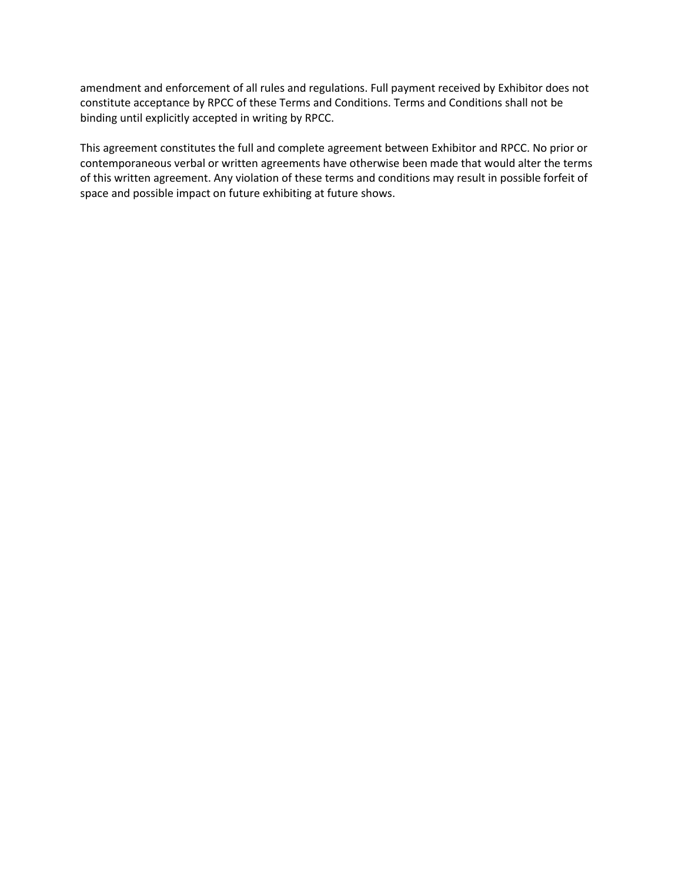amendment and enforcement of all rules and regulations. Full payment received by Exhibitor does not constitute acceptance by RPCC of these Terms and Conditions. Terms and Conditions shall not be binding until explicitly accepted in writing by RPCC.

This agreement constitutes the full and complete agreement between Exhibitor and RPCC. No prior or contemporaneous verbal or written agreements have otherwise been made that would alter the terms of this written agreement. Any violation of these terms and conditions may result in possible forfeit of space and possible impact on future exhibiting at future shows.